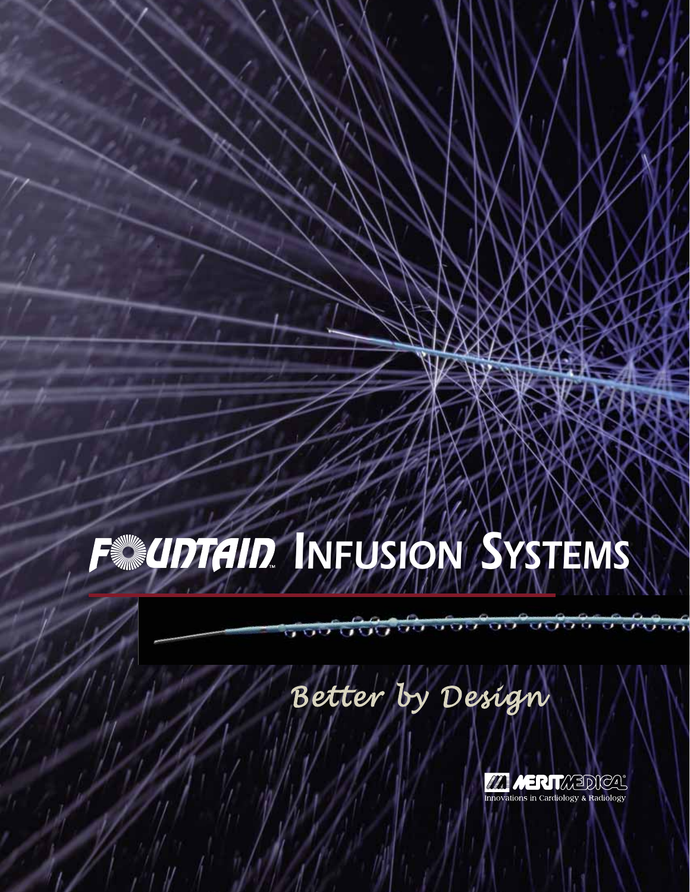# FOUNTAIN™ INFUSION SYSTEMS

*Better by Design*

MERIT MEDICAL
Innovations in Cardiology & Radiology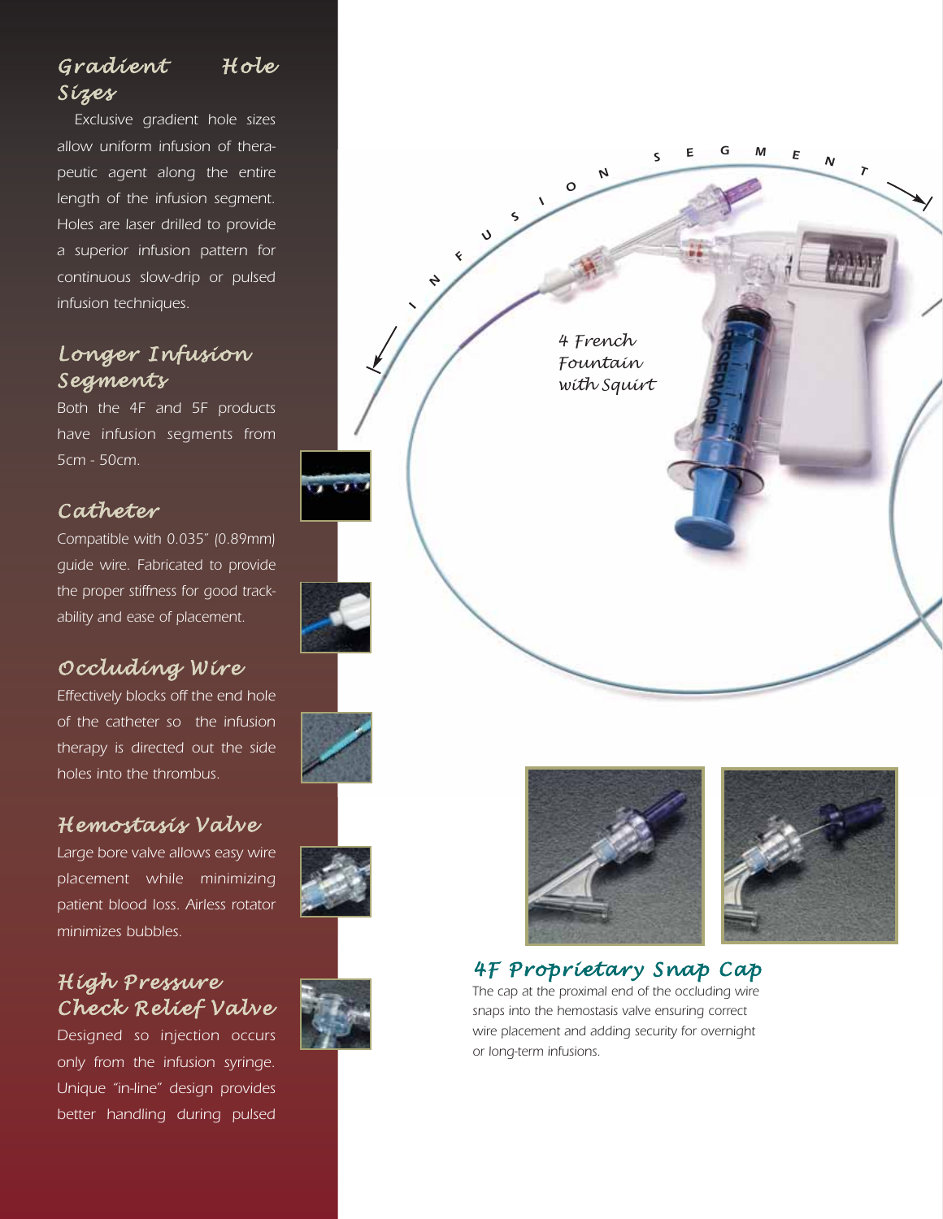## Gradient Hole Sizes

Exclusive gradient hole sizes allow uniform infusion of therapeutic agent along the entire length of the infusion segment. Holes are laser drilled to provide a superior infusion pattern for continuous slow-drip or pulsed infusion techniques.

## Longer Infusion Segments

Both the 4F and 5F products have infusion segments from 5cm - 50cm.

## Catheter

Compatible with 0.035" (0.89mm) guide wire. Fabricated to provide the proper stiffness for good trackability and ease of placement.

## Occluding Wire

Effectively blocks off the end hole of the catheter so the infusion therapy is directed out the side holes into the thrombus.

## Hemostasis Valve

Large bore valve allows easy wire placement while minimizing patient blood loss. Airless rotator minimizes bubbles.

## High Pressure Check Relief Valve

Designed so injection occurs only from the infusion syringe. Unique "in-line" design provides better handling during pulsed

INFUSION SEGMENT

*4 French Fountain with Squirt*

## 4F Proprietary Snap Cap

The cap at the proximal end of the occluding wire snaps into the hemostasis valve ensuring correct wire placement and adding security for overnight or long-term infusions.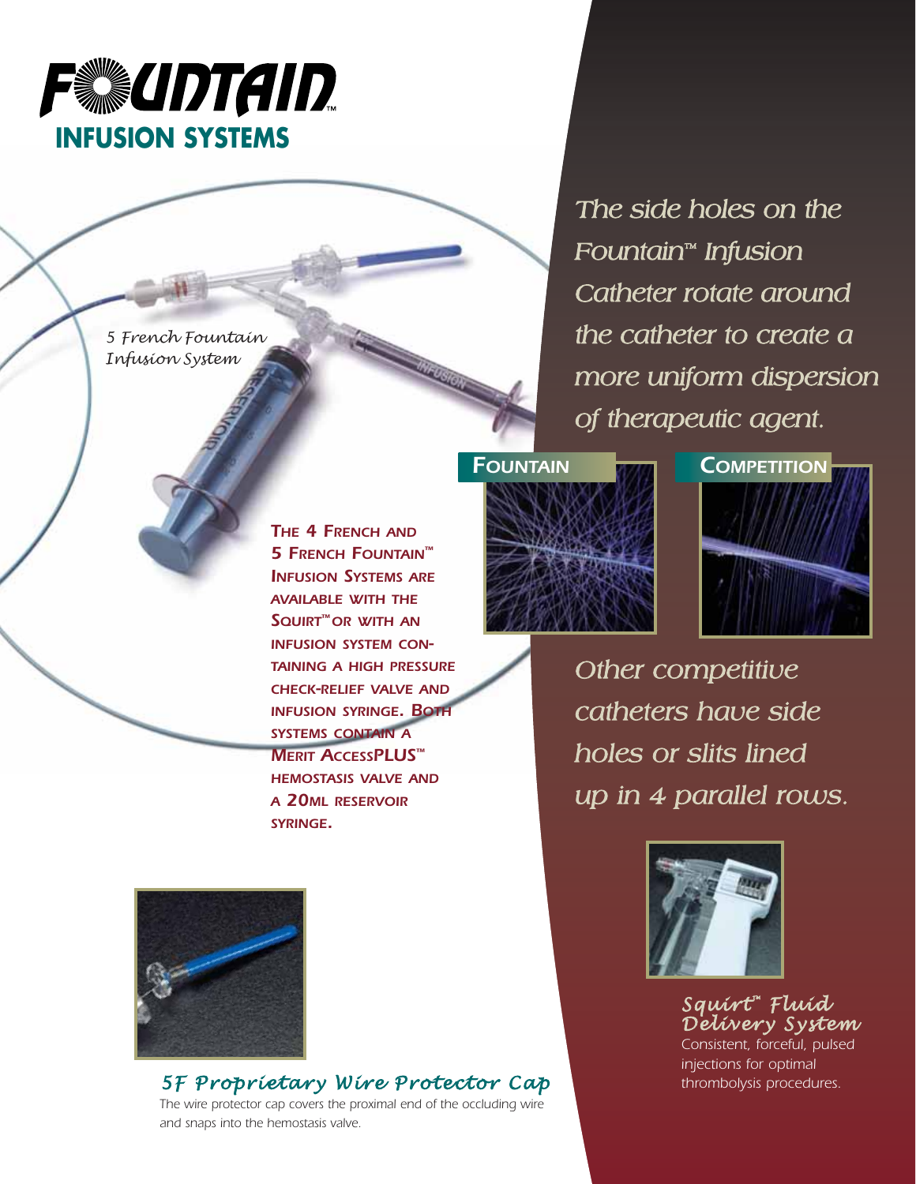# FOUNTAIN™ INFUSION SYSTEMS

*5 French Fountain Infusion System*

**THE 4 FRENCH AND 5 FRENCH FOUNTAIN™ INFUSION SYSTEMS ARE AVAILABLE WITH THE SQUIRT™ OR WITH AN INFUSION SYSTEM CONTAINING A HIGH PRESSURE CHECK-RELIEF VALVE AND INFUSION SYRINGE. BOTH SYSTEMS CONTAIN A MERIT ACCESSPLUS™ HEMOSTASIS VALVE AND A 20ML RESERVOIR SYRINGE.**

*The side holes on the Fountain™ Infusion Catheter rotate around the catheter to create a more uniform dispersion of therapeutic agent.*

**FOUNTAIN**

**COMPETITION**

*Other competitive catheters have side holes or slits lined up in 4 parallel rows.*

### *5F Proprietary Wire Protector Cap*

The wire protector cap covers the proximal end of the occluding wire and snaps into the hemostasis valve.

### *Squirt™ Fluid Delivery System*

Consistent, forceful, pulsed injections for optimal thrombolysis procedures.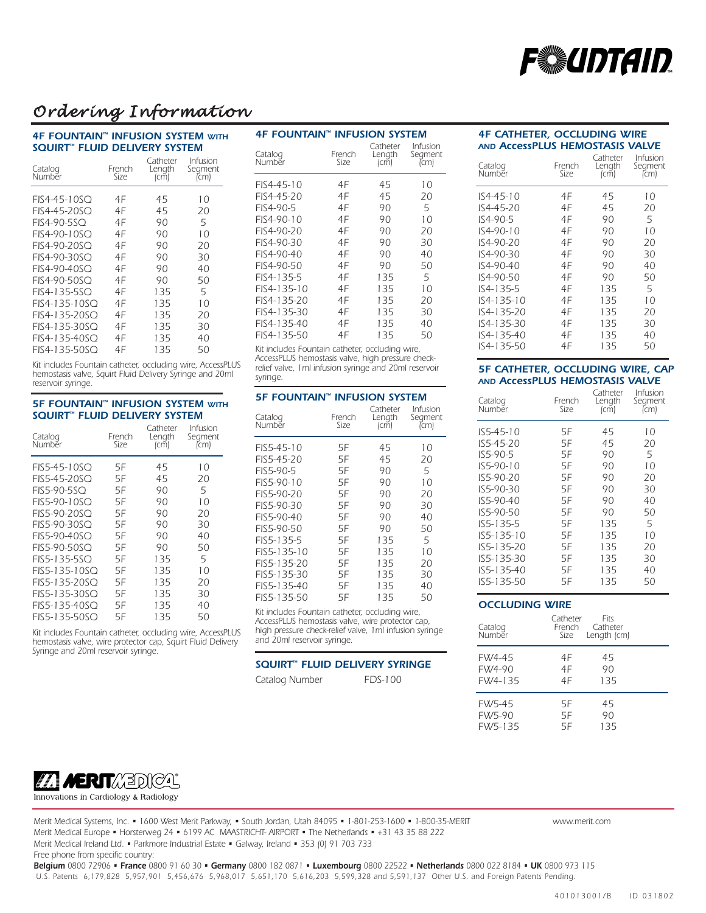FOUNTAIN™

# Ordering Information

### 4F FOUNTAIN™ INFUSION SYSTEM WITH SQUIRT™ FLUID DELIVERY SYSTEM

| Catalog Number | French Size | Catheter Length (cm) | Infusion Segment (cm) |
|---|---|---|---|
| FIS4-45-10SQ | 4F | 45 | 10 |
| FIS4-45-20SQ | 4F | 45 | 20 |
| FIS4-90-5SQ | 4F | 90 | 5 |
| FIS4-90-10SQ | 4F | 90 | 10 |
| FIS4-90-20SQ | 4F | 90 | 20 |
| FIS4-90-30SQ | 4F | 90 | 30 |
| FIS4-90-40SQ | 4F | 90 | 40 |
| FIS4-90-50SQ | 4F | 90 | 50 |
| FIS4-135-5SQ | 4F | 135 | 5 |
| FIS4-135-10SQ | 4F | 135 | 10 |
| FIS4-135-20SQ | 4F | 135 | 20 |
| FIS4-135-30SQ | 4F | 135 | 30 |
| FIS4-135-40SQ | 4F | 135 | 40 |
| FIS4-135-50SQ | 4F | 135 | 50 |

*Kit includes Fountain catheter, occluding wire, AccessPLUS hemostasis valve, Squirt Fluid Delivery Syringe and 20ml reservoir syringe.*

### 5F FOUNTAIN™ INFUSION SYSTEM WITH SQUIRT™ FLUID DELIVERY SYSTEM

| Catalog Number | French Size | Catheter Length (cm) | Infusion Segment (cm) |
|---|---|---|---|
| FIS5-45-10SQ | 5F | 45 | 10 |
| FIS5-45-20SQ | 5F | 45 | 20 |
| FIS5-90-5SQ | 5F | 90 | 5 |
| FIS5-90-10SQ | 5F | 90 | 10 |
| FIS5-90-20SQ | 5F | 90 | 20 |
| FIS5-90-30SQ | 5F | 90 | 30 |
| FIS5-90-40SQ | 5F | 90 | 40 |
| FIS5-90-50SQ | 5F | 90 | 50 |
| FIS5-135-5SQ | 5F | 135 | 5 |
| FIS5-135-10SQ | 5F | 135 | 10 |
| FIS5-135-20SQ | 5F | 135 | 20 |
| FIS5-135-30SQ | 5F | 135 | 30 |
| FIS5-135-40SQ | 5F | 135 | 40 |
| FIS5-135-50SQ | 5F | 135 | 50 |

*Kit includes Fountain catheter, occluding wire, AccessPLUS hemostasis valve, wire protector cap, Squirt Fluid Delivery Syringe and 20ml reservoir syringe.*

### 4F FOUNTAIN™ INFUSION SYSTEM

| Catalog Number | French Size | Catheter Length (cm) | Infusion Segment (cm) |
|---|---|---|---|
| FIS4-45-10 | 4F | 45 | 10 |
| FIS4-45-20 | 4F | 45 | 20 |
| FIS4-90-5 | 4F | 90 | 5 |
| FIS4-90-10 | 4F | 90 | 10 |
| FIS4-90-20 | 4F | 90 | 20 |
| FIS4-90-30 | 4F | 90 | 30 |
| FIS4-90-40 | 4F | 90 | 40 |
| FIS4-90-50 | 4F | 90 | 50 |
| FIS4-135-5 | 4F | 135 | 5 |
| FIS4-135-10 | 4F | 135 | 10 |
| FIS4-135-20 | 4F | 135 | 20 |
| FIS4-135-30 | 4F | 135 | 30 |
| FIS4-135-40 | 4F | 135 | 40 |
| FIS4-135-50 | 4F | 135 | 50 |

*Kit includes Fountain catheter, occluding wire, AccessPLUS hemostasis valve, high pressure check-relief valve, 1ml infusion syringe and 20ml reservoir syringe.*

### 5F FOUNTAIN™ INFUSION SYSTEM

| Catalog Number | French Size | Catheter Length (cm) | Infusion Segment (cm) |
|---|---|---|---|
| FIS5-45-10 | 5F | 45 | 10 |
| FIS5-45-20 | 5F | 45 | 20 |
| FIS5-90-5 | 5F | 90 | 5 |
| FIS5-90-10 | 5F | 90 | 10 |
| FIS5-90-20 | 5F | 90 | 20 |
| FIS5-90-30 | 5F | 90 | 30 |
| FIS5-90-40 | 5F | 90 | 40 |
| FIS5-90-50 | 5F | 90 | 50 |
| FIS5-135-5 | 5F | 135 | 5 |
| FIS5-135-10 | 5F | 135 | 10 |
| FIS5-135-20 | 5F | 135 | 20 |
| FIS5-135-30 | 5F | 135 | 30 |
| FIS5-135-40 | 5F | 135 | 40 |
| FIS5-135-50 | 5F | 135 | 50 |

*Kit includes Fountain catheter, occluding wire, AccessPLUS hemostasis valve, wire protector cap, high pressure check-relief valve, 1ml infusion syringe and 20ml reservoir syringe.*

### SQUIRT™ FLUID DELIVERY SYRINGE

Catalog Number FDS-100

### 4F CATHETER, OCCLUDING WIRE AND AccessPLUS HEMOSTASIS VALVE

| Catalog Number | French Size | Catheter Length (cm) | Infusion Segment (cm) |
|---|---|---|---|
| IS4-45-10 | 4F | 45 | 10 |
| IS4-45-20 | 4F | 45 | 20 |
| IS4-90-5 | 4F | 90 | 5 |
| IS4-90-10 | 4F | 90 | 10 |
| IS4-90-20 | 4F | 90 | 20 |
| IS4-90-30 | 4F | 90 | 30 |
| IS4-90-40 | 4F | 90 | 40 |
| IS4-90-50 | 4F | 90 | 50 |
| IS4-135-5 | 4F | 135 | 5 |
| IS4-135-10 | 4F | 135 | 10 |
| IS4-135-20 | 4F | 135 | 20 |
| IS4-135-30 | 4F | 135 | 30 |
| IS4-135-40 | 4F | 135 | 40 |
| IS4-135-50 | 4F | 135 | 50 |

### 5F CATHETER, OCCLUDING WIRE, CAP AND AccessPLUS HEMOSTASIS VALVE

| Catalog Number | French Size | Catheter Length (cm) | Infusion Segment (cm) |
|---|---|---|---|
| IS5-45-10 | 5F | 45 | 10 |
| IS5-45-20 | 5F | 45 | 20 |
| IS5-90-5 | 5F | 90 | 5 |
| IS5-90-10 | 5F | 90 | 10 |
| IS5-90-20 | 5F | 90 | 20 |
| IS5-90-30 | 5F | 90 | 30 |
| IS5-90-40 | 5F | 90 | 40 |
| IS5-90-50 | 5F | 90 | 50 |
| IS5-135-5 | 5F | 135 | 5 |
| IS5-135-10 | 5F | 135 | 10 |
| IS5-135-20 | 5F | 135 | 20 |
| IS5-135-30 | 5F | 135 | 30 |
| IS5-135-40 | 5F | 135 | 40 |
| IS5-135-50 | 5F | 135 | 50 |

### OCCLUDING WIRE

| Catalog Number | Catheter French Size | Fits Catheter Length (cm) |
|---|---|---|
| FW4-45 | 4F | 45 |
| FW4-90 | 4F | 90 |
| FW4-135 | 4F | 135 |
| FW5-45 | 5F | 45 |
| FW5-90 | 5F | 90 |
| FW5-135 | 5F | 135 |

MERIT MEDICAL®
Innovations in Cardiology & Radiology

Merit Medical Systems, Inc. ▪ 1600 West Merit Parkway, ▪ South Jordan, Utah 84095 ▪ 1-801-253-1600 ▪ 1-800-35-MERIT www.merit.com
Merit Medical Europe ▪ Horsterweg 24 ▪ 6199 AC MAASTRICHT- AIRPORT ▪ The Netherlands ▪ +31 43 35 88 222
Merit Medical Ireland Ltd. ▪ Parkmore Industrial Estate ▪ Galway, Ireland ▪ 353 (0) 91 703 733
Free phone from specific country:
**Belgium** 0800 72906 ▪ **France** 0800 91 60 30 ▪ **Germany** 0800 182 0871 ▪ **Luxembourg** 0800 22522 ▪ **Netherlands** 0800 022 8184 ▪ **UK** 0800 973 115
U.S. Patents 6,179,828 5,957,901 5,456,676 5,968,017 5,651,170 5,616,203 5,599,328 and 5,591,137 Other U.S. and Foreign Patents Pending.

401013001/B ID 031802